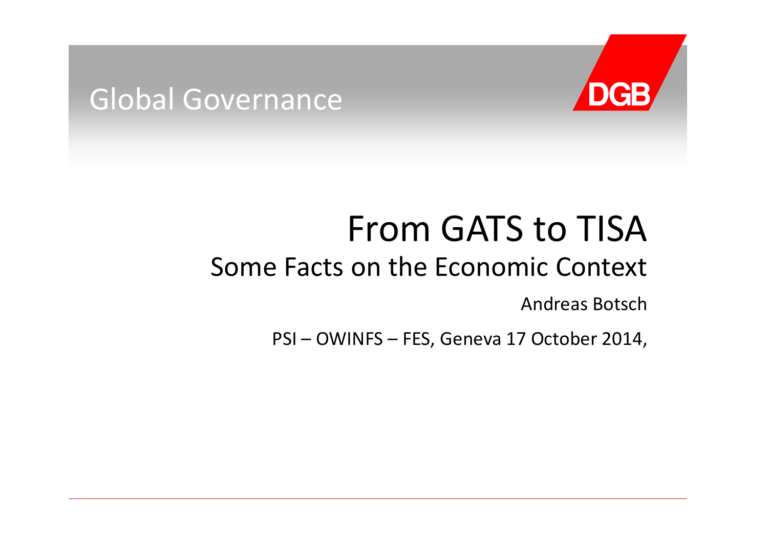Global Governance

DGB

# From GATS to TISA

## Some Facts on the Economic Context

Andreas Botsch

PSI – OWINFS – FES, Geneva 17 October 2014,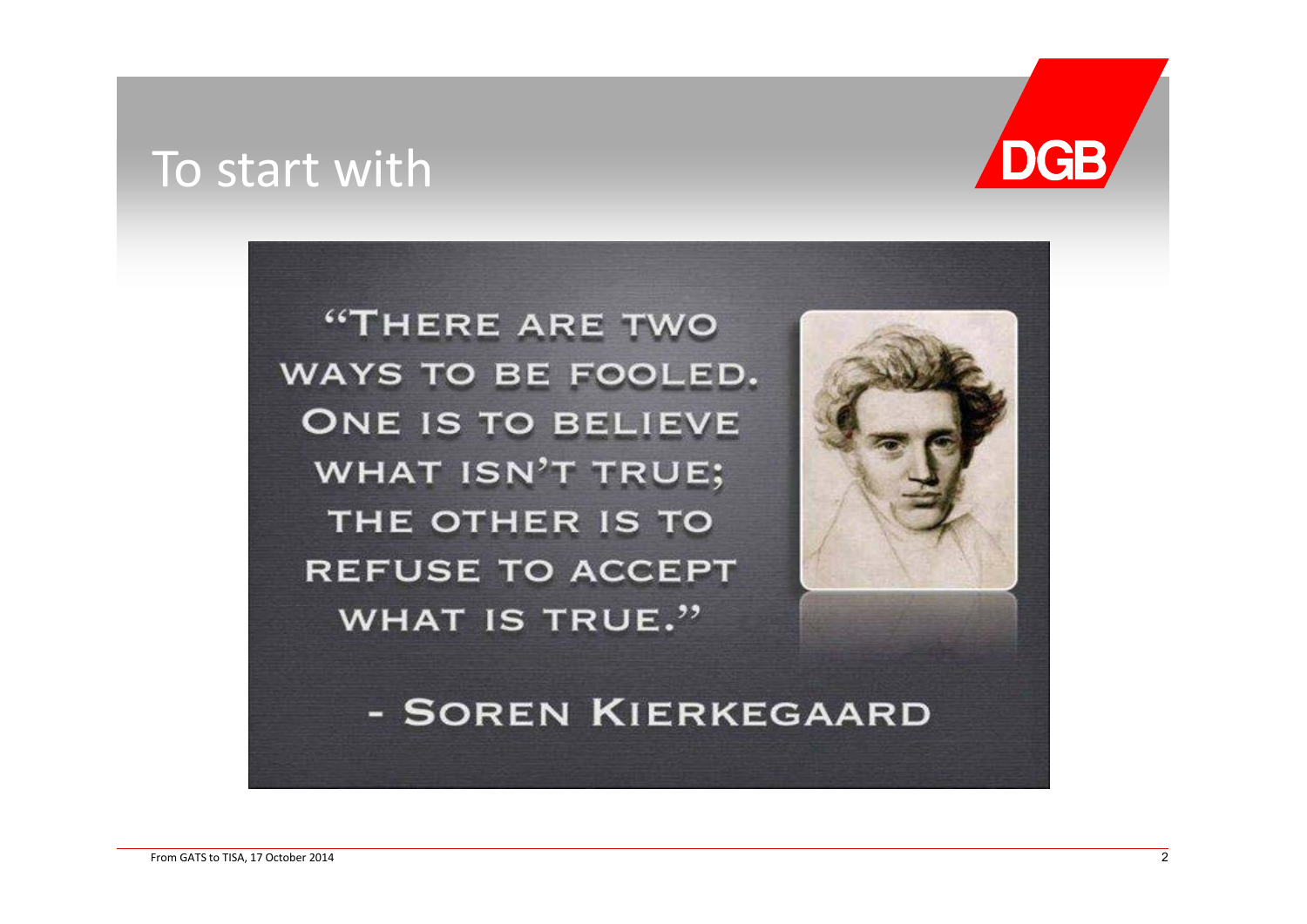# To start with

"There are two ways to be fooled. One is to believe what isn't true; the other is to refuse to accept what is true."

- Soren Kierkegaard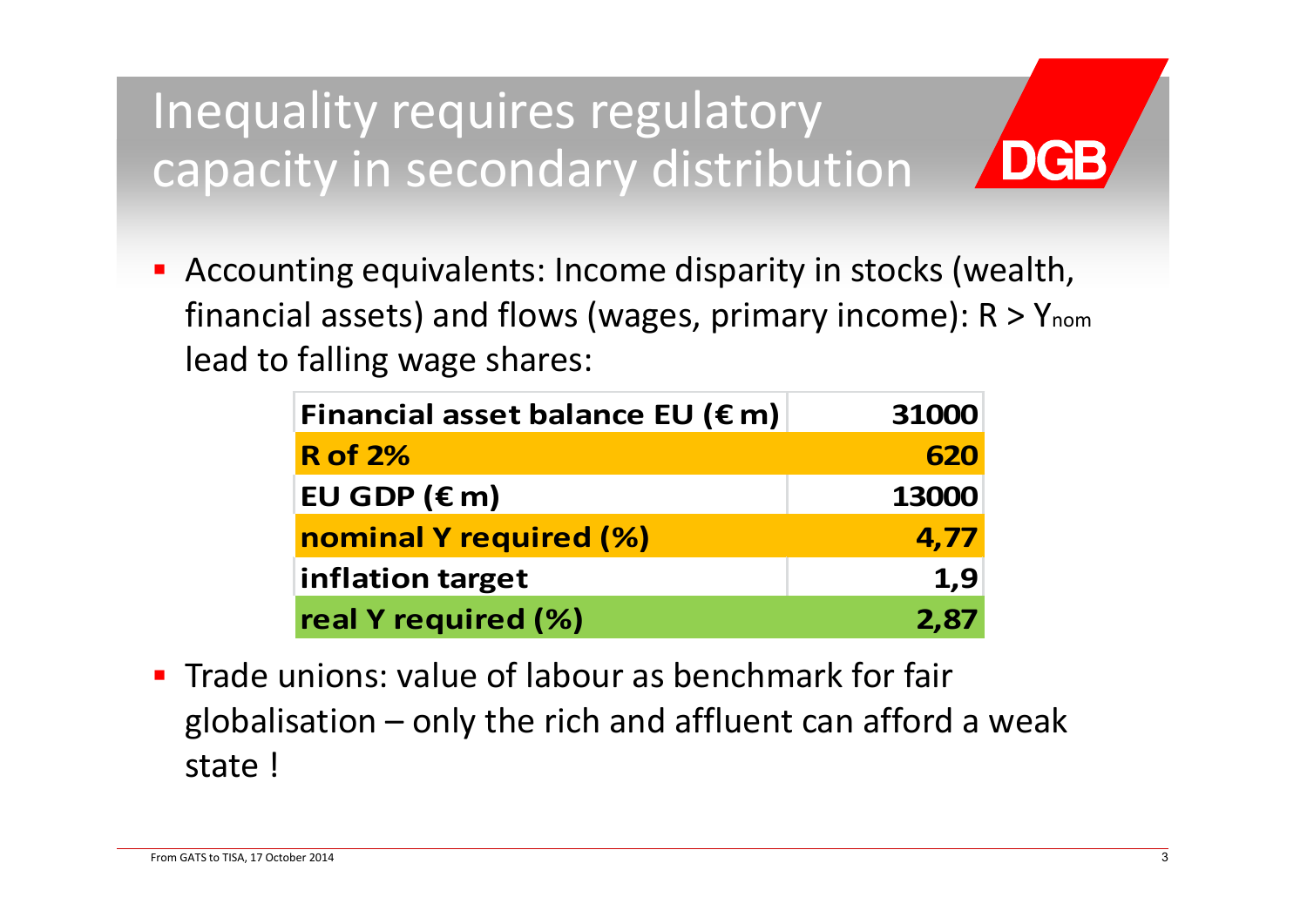# Inequality requires regulatory capacity in secondary distribution

- Accounting equivalents: Income disparity in stocks (wealth, financial assets) and flows (wages, primary income): $R > Y_{nom}$ lead to falling wage shares:

| Financial asset balance EU (€ m) | 31000 |
|---|---|
| **R of 2%** | **620** |
| **EU GDP (€ m)** | **13000** |
| **nominal Y required (%)** | **4,77** |
| **inflation target** | **1,9** |
| **real Y required (%)** | **2,87** |

- Trade unions: value of labour as benchmark for fair globalisation – only the rich and affluent can afford a weak state !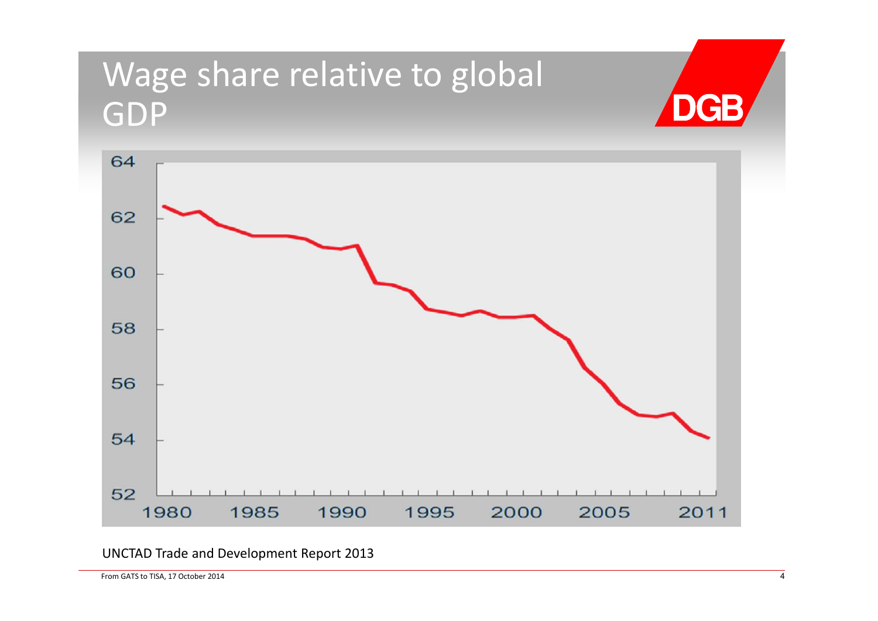# Wage share relative to global GDP

UNCTAD Trade and Development Report 2013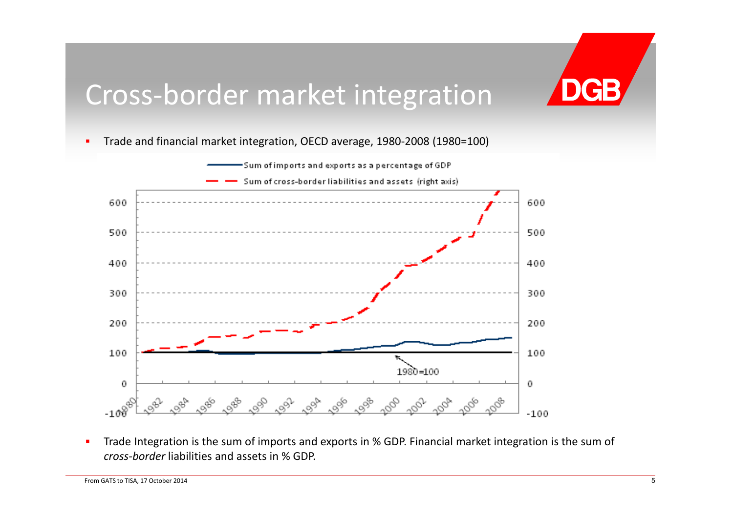# Cross-border market integration

- Trade and financial market integration, OECD average, 1980-2008 (1980=100)

- Trade Integration is the sum of imports and exports in % GDP. Financial market integration is the sum of *cross-border* liabilities and assets in % GDP.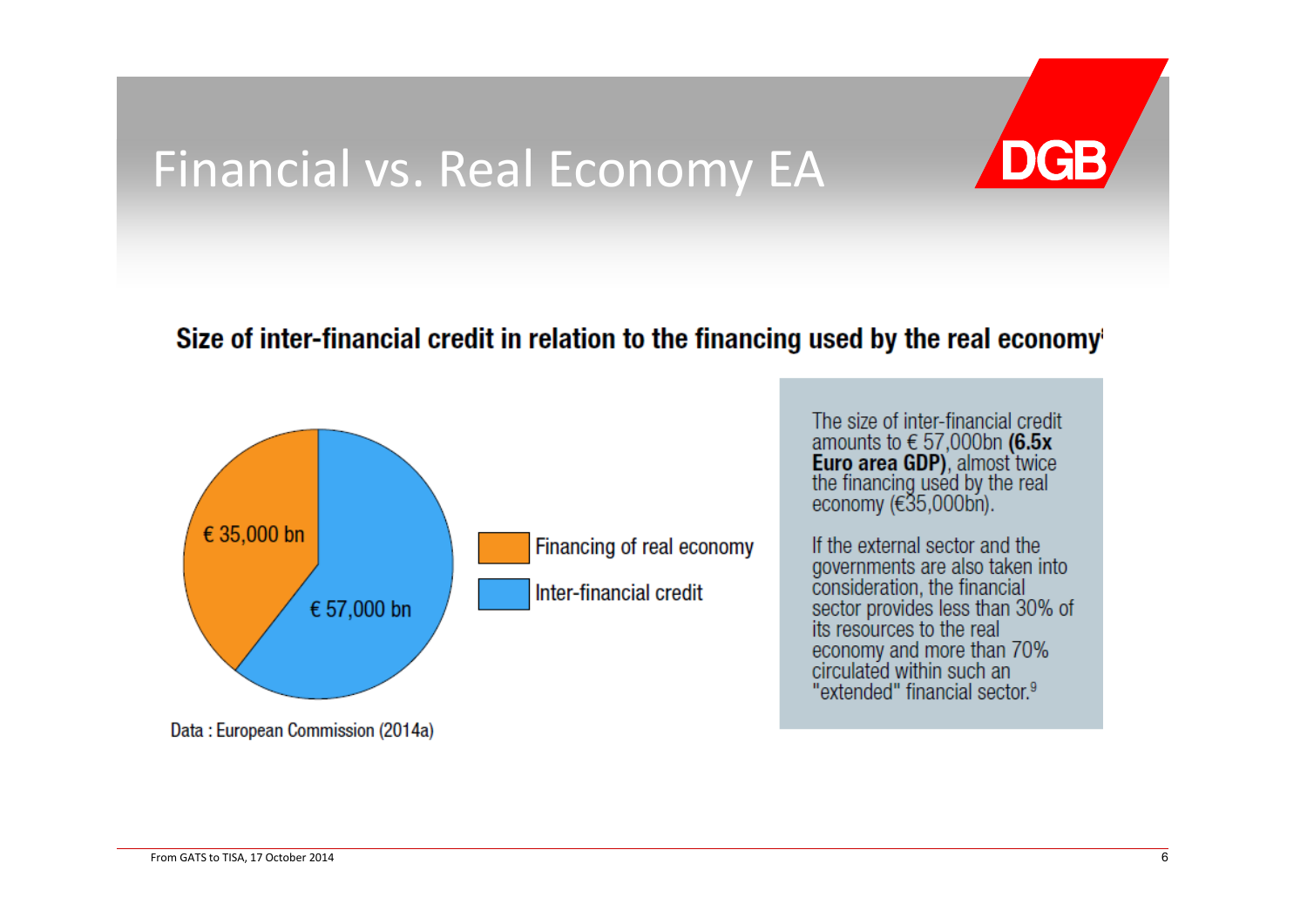# Financial vs. Real Economy EA

DGB

## Size of inter-financial credit in relation to the financing used by the real economy

€ 35,000 bn

€ 57,000 bn

Financing of real economy

Inter-financial credit

Data : European Commission (2014a)

The size of inter-financial credit amounts to € 57,000bn **(6.5x Euro area GDP)**, almost twice the financing used by the real economy (€35,000bn).

If the external sector and the governments are also taken into consideration, the financial sector provides less than 30% of its resources to the real economy and more than 70% circulated within such an "extended" financial sector.[9]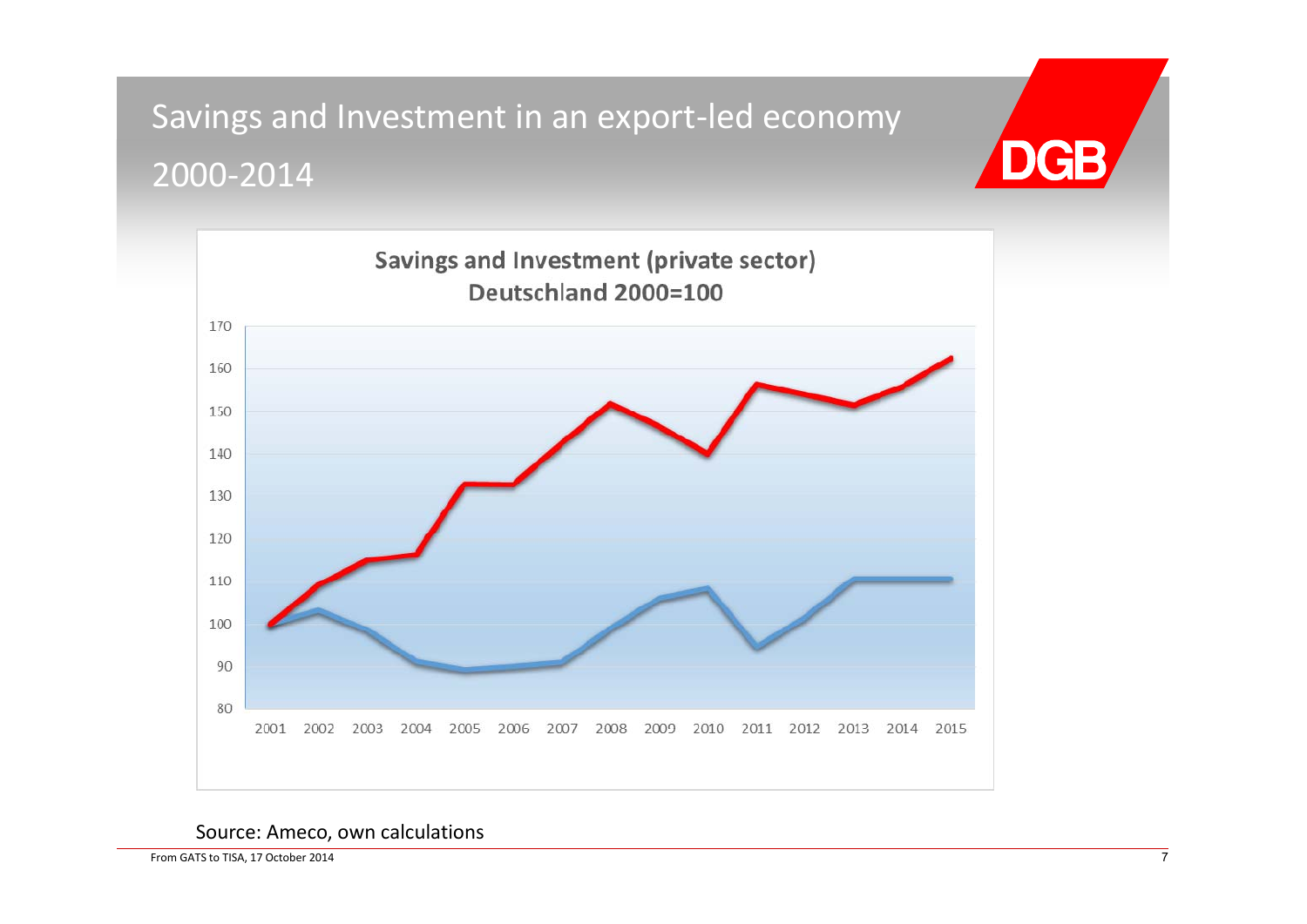# Savings and Investment in an export-led economy 2000-2014

Savings and Investment (private sector)
Deutschland 2000=100

Source: Ameco, own calculations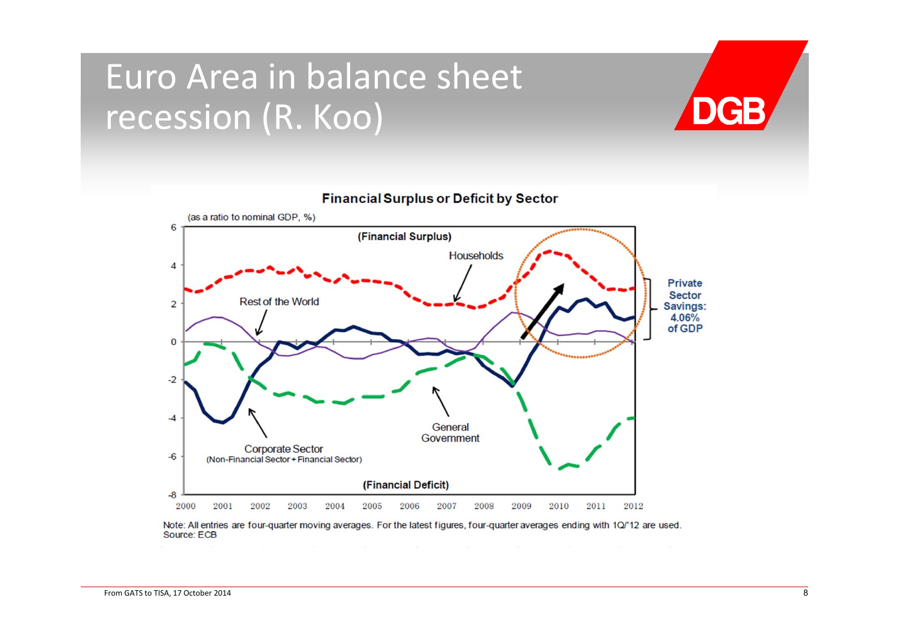# Euro Area in balance sheet recession (R. Koo)

**Financial Surplus or Deficit by Sector**

(as a ratio to nominal GDP, %)

(Financial Surplus)

Households

Rest of the World

Corporate Sector
(Non-Financial Sector + Financial Sector)

General Government

(Financial Deficit)

Private Sector Savings: 4.06% of GDP

Note: All entries are four-quarter moving averages. For the latest figures, four-quarter averages ending with 1Q/'12 are used.
Source: ECB

From GATS to TISA, 17 October 2014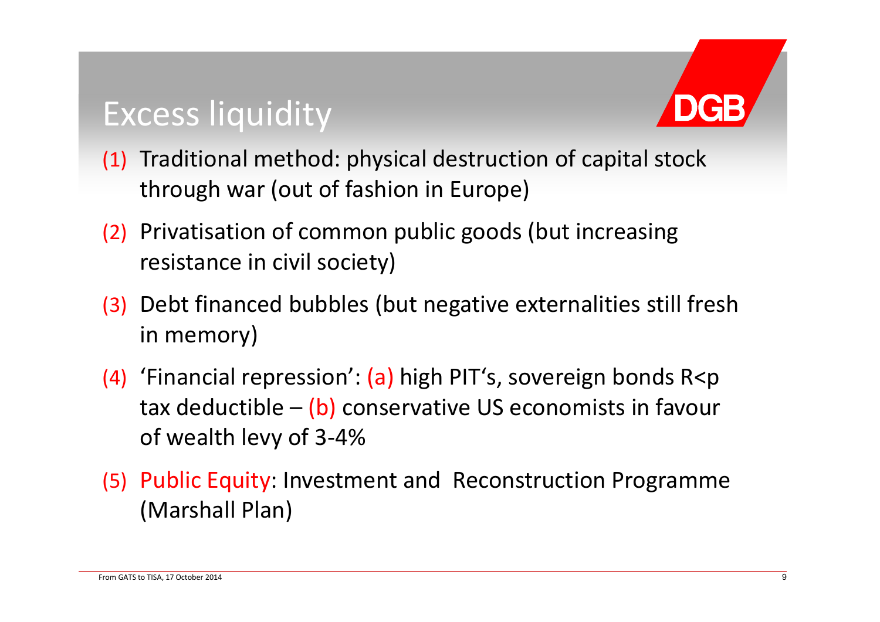# Excess liquidity

(1) Traditional method: physical destruction of capital stock through war (out of fashion in Europe)

(2) Privatisation of common public goods (but increasing resistance in civil society)

(3) Debt financed bubbles (but negative externalities still fresh in memory)

(4) 'Financial repression': (a) high PIT's, sovereign bonds R<p tax deductible – (b) conservative US economists in favour of wealth levy of 3-4%

(5) Public Equity: Investment and Reconstruction Programme (Marshall Plan)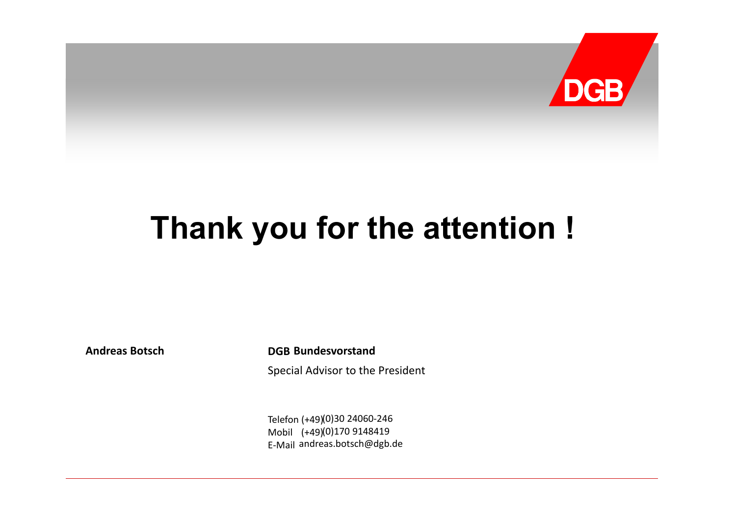DGB

# Thank you for the attention !

**Andreas Botsch**

**DGB Bundesvorstand**

Special Advisor to the President

Telefon (+49)(0)30 24060-246
Mobil (+49)(0)170 9148419
E-Mail andreas.botsch@dgb.de